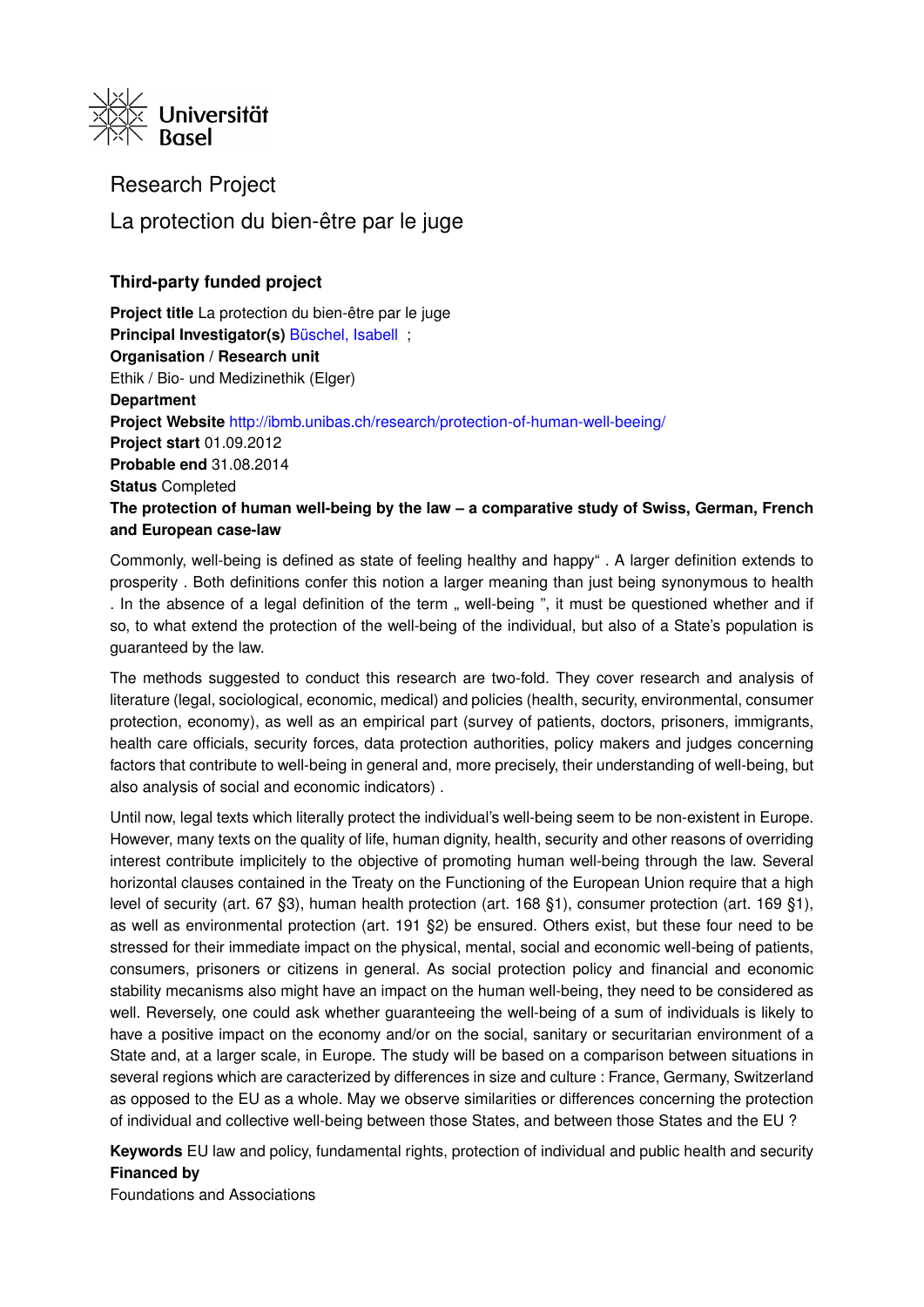Universität Basel

# Research Project

## La protection du bien-être par le juge

### Third-party funded project

**Project title** La protection du bien-être par le juge
**Principal Investigator(s)** Büschel, Isabell ;
**Organisation / Research unit**
Ethik / Bio- und Medizinethik (Elger)
**Department**
**Project Website** http://ibmb.unibas.ch/research/protection-of-human-well-beeing/
**Project start** 01.09.2012
**Probable end** 31.08.2014
**Status** Completed
**The protection of human well-being by the law – a comparative study of Swiss, German, French and European case-law**

Commonly, well-being is defined as state of feeling healthy and happy" . A larger definition extends to prosperity . Both definitions confer this notion a larger meaning than just being synonymous to health . In the absence of a legal definition of the term „ well-being ", it must be questioned whether and if so, to what extend the protection of the well-being of the individual, but also of a State's population is guaranteed by the law.

The methods suggested to conduct this research are two-fold. They cover research and analysis of literature (legal, sociological, economic, medical) and policies (health, security, environmental, consumer protection, economy), as well as an empirical part (survey of patients, doctors, prisoners, immigrants, health care officials, security forces, data protection authorities, policy makers and judges concerning factors that contribute to well-being in general and, more precisely, their understanding of well-being, but also analysis of social and economic indicators) .

Until now, legal texts which literally protect the individual's well-being seem to be non-existent in Europe. However, many texts on the quality of life, human dignity, health, security and other reasons of overriding interest contribute implicitely to the objective of promoting human well-being through the law. Several horizontal clauses contained in the Treaty on the Functioning of the European Union require that a high level of security (art. 67 §3), human health protection (art. 168 §1), consumer protection (art. 169 §1), as well as environmental protection (art. 191 §2) be ensured. Others exist, but these four need to be stressed for their immediate impact on the physical, mental, social and economic well-being of patients, consumers, prisoners or citizens in general. As social protection policy and financial and economic stability mecanisms also might have an impact on the human well-being, they need to be considered as well. Reversely, one could ask whether guaranteeing the well-being of a sum of individuals is likely to have a positive impact on the economy and/or on the social, sanitary or securitarian environment of a State and, at a larger scale, in Europe. The study will be based on a comparison between situations in several regions which are caracterized by differences in size and culture : France, Germany, Switzerland as opposed to the EU as a whole. May we observe similarities or differences concerning the protection of individual and collective well-being between those States, and between those States and the EU ?

**Keywords** EU law and policy, fundamental rights, protection of individual and public health and security
**Financed by**
Foundations and Associations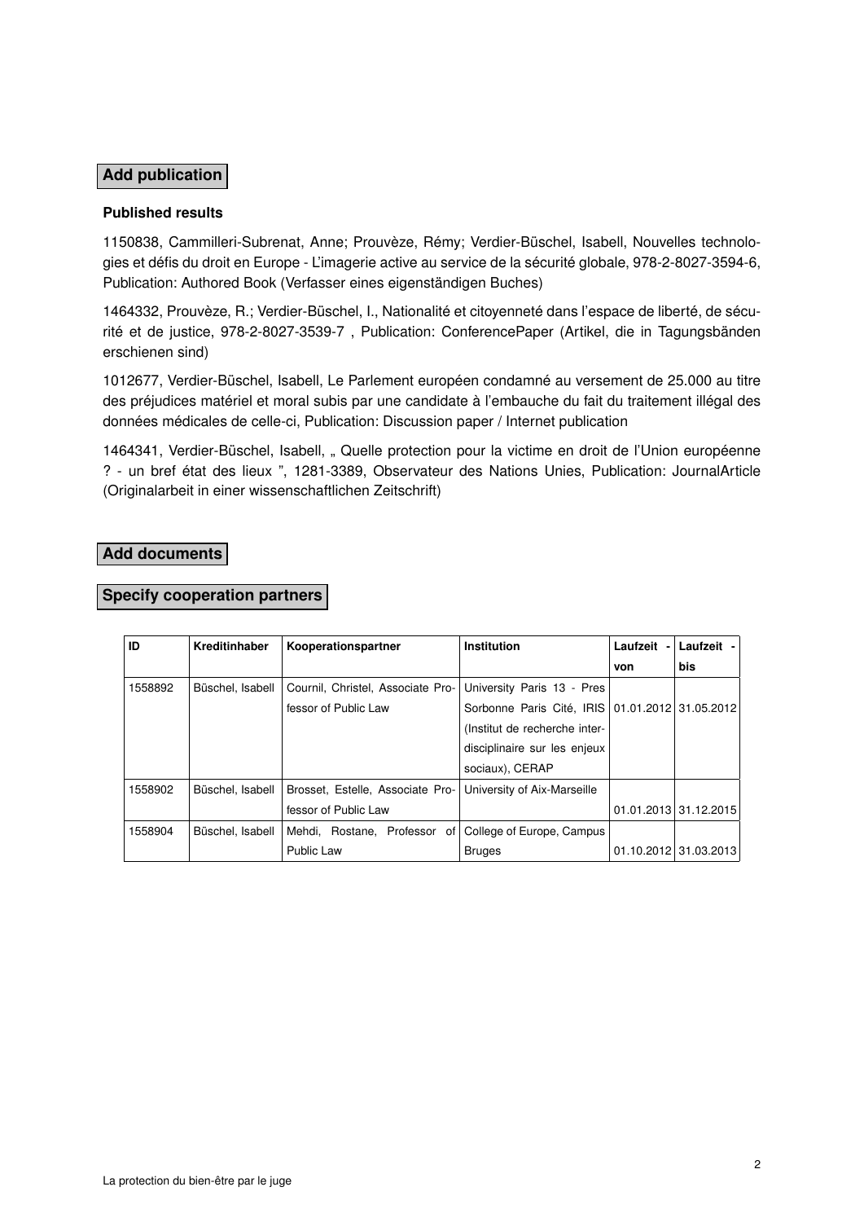## Add publication

**Published results**

1150838, Cammilleri-Subrenat, Anne; Prouvèze, Rémy; Verdier-Büschel, Isabell, Nouvelles technologies et défis du droit en Europe - L'imagerie active au service de la sécurité globale, 978-2-8027-3594-6, Publication: Authored Book (Verfasser eines eigenständigen Buches)

1464332, Prouvèze, R.; Verdier-Büschel, I., Nationalité et citoyenneté dans l'espace de liberté, de sécurité et de justice, 978-2-8027-3539-7 , Publication: ConferencePaper (Artikel, die in Tagungsbänden erschienen sind)

1012677, Verdier-Büschel, Isabell, Le Parlement européen condamné au versement de 25.000 au titre des préjudices matériel et moral subis par une candidate à l'embauche du fait du traitement illégal des données médicales de celle-ci, Publication: Discussion paper / Internet publication

1464341, Verdier-Büschel, Isabell, „ Quelle protection pour la victime en droit de l'Union européenne ? - un bref état des lieux ", 1281-3389, Observateur des Nations Unies, Publication: JournalArticle (Originalarbeit in einer wissenschaftlichen Zeitschrift)

## Add documents

## Specify cooperation partners

| ID | Kreditinhaber | Kooperationspartner | Institution | Laufzeit - von | Laufzeit - bis |
|---|---|---|---|---|---|
| 1558892 | Büschel, Isabell | Cournil, Christel, Associate Professor of Public Law | University Paris 13 - Pres Sorbonne Paris Cité, IRIS (Institut de recherche interdisciplinaire sur les enjeux sociaux), CERAP | 01.01.2012 | 31.05.2012 |
| 1558902 | Büschel, Isabell | Brosset, Estelle, Associate Professor of Public Law | University of Aix-Marseille | 01.01.2013 | 31.12.2015 |
| 1558904 | Büschel, Isabell | Mehdi, Rostane, Professor of Public Law | College of Europe, Campus Bruges | 01.10.2012 | 31.03.2013 |